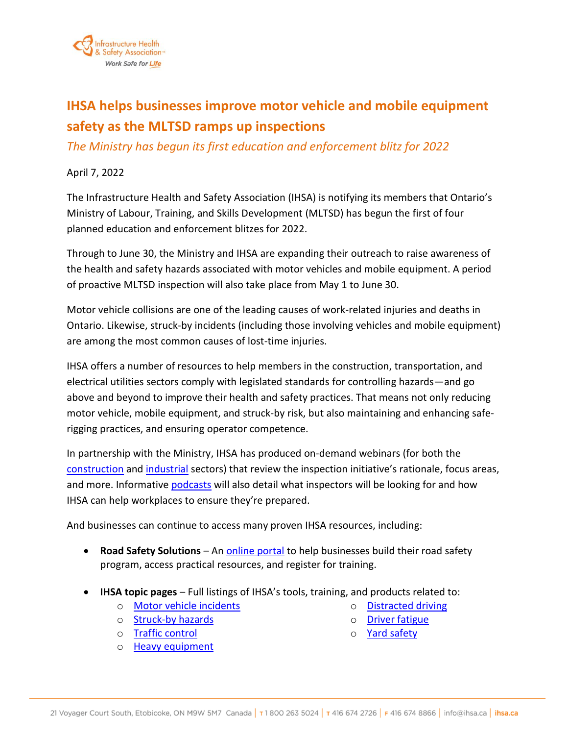# IHSA helps businesses improve motor vehicle and mobile equipment safety as the MLTSD ramps up inspections

*The Ministry has begun its first education and enforcement blitz for 2022*

April 7, 2022

The Infrastructure Health and Safety Association (IHSA) is notifying its members that Ontario's Ministry of Labour, Training, and Skills Development (MLTSD) has begun the first of four planned education and enforcement blitzes for 2022.

Through to June 30, the Ministry and IHSA are expanding their outreach to raise awareness of the health and safety hazards associated with motor vehicles and mobile equipment. A period of proactive MLTSD inspection will also take place from May 1 to June 30.

Motor vehicle collisions are one of the leading causes of work-related injuries and deaths in Ontario. Likewise, struck-by incidents (including those involving vehicles and mobile equipment) are among the most common causes of lost-time injuries.

IHSA offers a number of resources to help members in the construction, transportation, and electrical utilities sectors comply with legislated standards for controlling hazards—and go above and beyond to improve their health and safety practices. That means not only reducing motor vehicle, mobile equipment, and struck-by risk, but also maintaining and enhancing safe-rigging practices, and ensuring operator competence.

In partnership with the Ministry, IHSA has produced on-demand webinars (for both the construction and industrial sectors) that review the inspection initiative's rationale, focus areas, and more. Informative podcasts will also detail what inspectors will be looking for and how IHSA can help workplaces to ensure they're prepared.

And businesses can continue to access many proven IHSA resources, including:

- **Road Safety Solutions** – An online portal to help businesses build their road safety program, access practical resources, and register for training.
- **IHSA topic pages** – Full listings of IHSA's tools, training, and products related to:
  - Motor vehicle incidents
  - Struck-by hazards
  - Traffic control
  - Heavy equipment
  - Distracted driving
  - Driver fatigue
  - Yard safety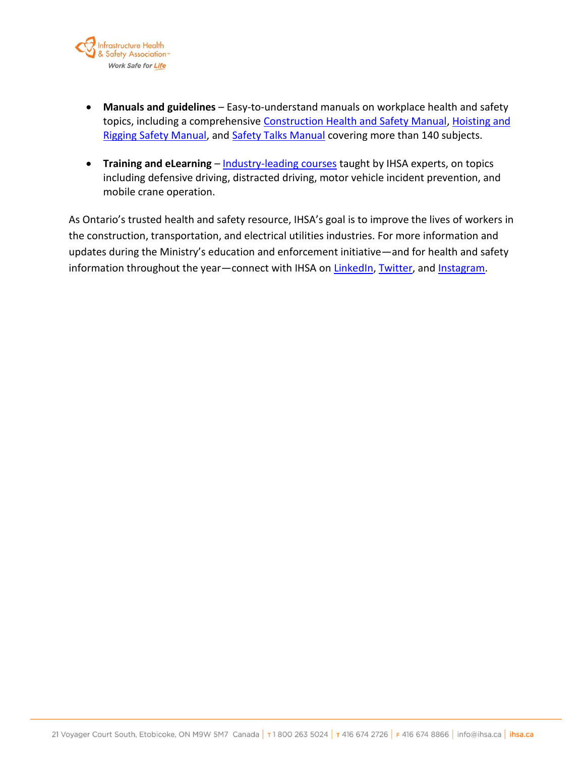- **Manuals and guidelines** – Easy-to-understand manuals on workplace health and safety topics, including a comprehensive Construction Health and Safety Manual, Hoisting and Rigging Safety Manual, and Safety Talks Manual covering more than 140 subjects.

- **Training and eLearning** – Industry-leading courses taught by IHSA experts, on topics including defensive driving, distracted driving, motor vehicle incident prevention, and mobile crane operation.

As Ontario's trusted health and safety resource, IHSA's goal is to improve the lives of workers in the construction, transportation, and electrical utilities industries. For more information and updates during the Ministry's education and enforcement initiative—and for health and safety information throughout the year—connect with IHSA on LinkedIn, Twitter, and Instagram.